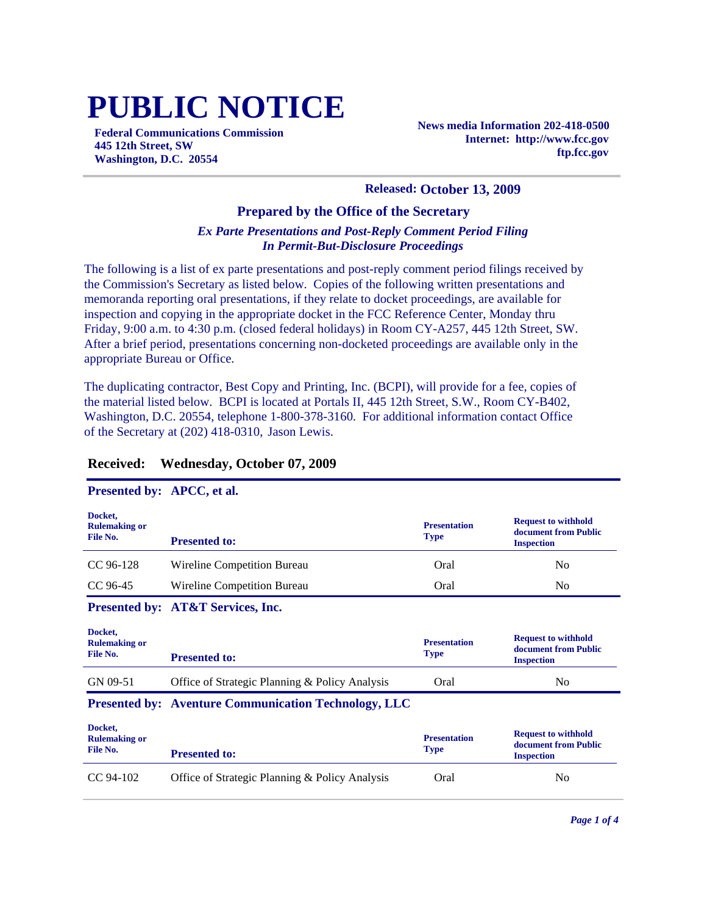# PUBLIC NOTICE

**Federal Communications Commission**
**445 12th Street, SW**
**Washington, D.C. 20554**

**News media Information 202-418-0500**
**Internet: http://www.fcc.gov**
**ftp.fcc.gov**

**Released: October 13, 2009**

## Prepared by the Office of the Secretary

***Ex Parte Presentations and Post-Reply Comment Period Filing In Permit-But-Disclosure Proceedings***

The following is a list of ex parte presentations and post-reply comment period filings received by the Commission's Secretary as listed below. Copies of the following written presentations and memoranda reporting oral presentations, if they relate to docket proceedings, are available for inspection and copying in the appropriate docket in the FCC Reference Center, Monday thru Friday, 9:00 a.m. to 4:30 p.m. (closed federal holidays) in Room CY-A257, 445 12th Street, SW. After a brief period, presentations concerning non-docketed proceedings are available only in the appropriate Bureau or Office.

The duplicating contractor, Best Copy and Printing, Inc. (BCPI), will provide for a fee, copies of the material listed below. BCPI is located at Portals II, 445 12th Street, S.W., Room CY-B402, Washington, D.C. 20554, telephone 1-800-378-3160. For additional information contact Office of the Secretary at (202) 418-0310, Jason Lewis.

### Received: Wednesday, October 07, 2009

**Presented by: APCC, et al.**

| Docket, Rulemaking or File No. | Presented to: | Presentation Type | Request to withhold document from Public Inspection |
|---|---|---|---|
| CC 96-128 | Wireline Competition Bureau | Oral | No |
| CC 96-45 | Wireline Competition Bureau | Oral | No |

**Presented by: AT&T Services, Inc.**

| Docket, Rulemaking or File No. | Presented to: | Presentation Type | Request to withhold document from Public Inspection |
|---|---|---|---|
| GN 09-51 | Office of Strategic Planning & Policy Analysis | Oral | No |

**Presented by: Aventure Communication Technology, LLC**

| Docket, Rulemaking or File No. | Presented to: | Presentation Type | Request to withhold document from Public Inspection |
|---|---|---|---|
| CC 94-102 | Office of Strategic Planning & Policy Analysis | Oral | No |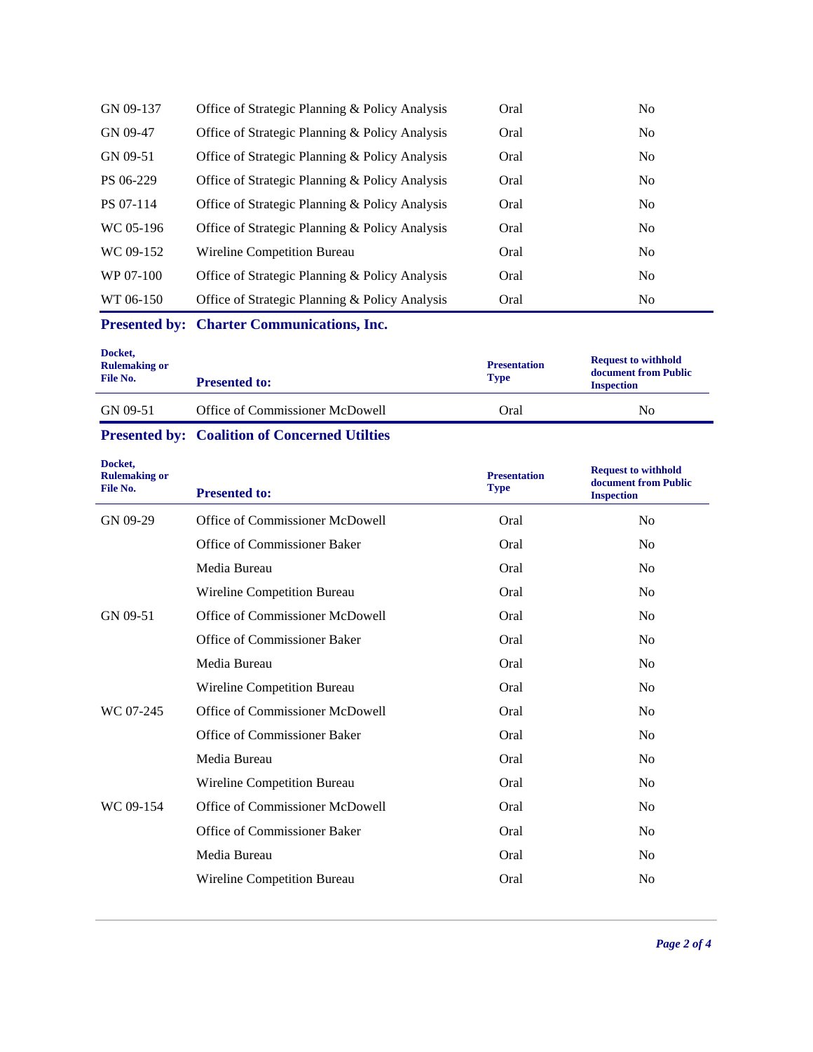| Docket, Rulemaking or File No. | Presented to: | Presentation Type | Request to withhold document from Public Inspection |
|---|---|---|---|
| GN 09-137 | Office of Strategic Planning & Policy Analysis | Oral | No |
| GN 09-47 | Office of Strategic Planning & Policy Analysis | Oral | No |
| GN 09-51 | Office of Strategic Planning & Policy Analysis | Oral | No |
| PS 06-229 | Office of Strategic Planning & Policy Analysis | Oral | No |
| PS 07-114 | Office of Strategic Planning & Policy Analysis | Oral | No |
| WC 05-196 | Office of Strategic Planning & Policy Analysis | Oral | No |
| WC 09-152 | Wireline Competition Bureau | Oral | No |
| WP 07-100 | Office of Strategic Planning & Policy Analysis | Oral | No |
| WT 06-150 | Office of Strategic Planning & Policy Analysis | Oral | No |

## Presented by: Charter Communications, Inc.

| Docket, Rulemaking or File No. | Presented to: | Presentation Type | Request to withhold document from Public Inspection |
|---|---|---|---|
| GN 09-51 | Office of Commissioner McDowell | Oral | No |

## Presented by: Coalition of Concerned Utilties

| Docket, Rulemaking or File No. | Presented to: | Presentation Type | Request to withhold document from Public Inspection |
|---|---|---|---|
| GN 09-29 | Office of Commissioner McDowell | Oral | No |
| | Office of Commissioner Baker | Oral | No |
| | Media Bureau | Oral | No |
| | Wireline Competition Bureau | Oral | No |
| GN 09-51 | Office of Commissioner McDowell | Oral | No |
| | Office of Commissioner Baker | Oral | No |
| | Media Bureau | Oral | No |
| | Wireline Competition Bureau | Oral | No |
| WC 07-245 | Office of Commissioner McDowell | Oral | No |
| | Office of Commissioner Baker | Oral | No |
| | Media Bureau | Oral | No |
| | Wireline Competition Bureau | Oral | No |
| WC 09-154 | Office of Commissioner McDowell | Oral | No |
| | Office of Commissioner Baker | Oral | No |
| | Media Bureau | Oral | No |
| | Wireline Competition Bureau | Oral | No |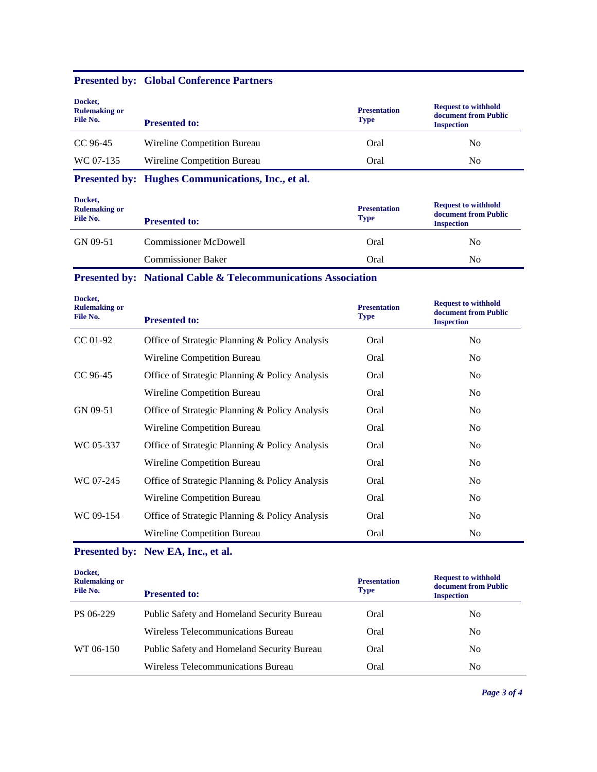**Presented by: Global Conference Partners**

| Docket, Rulemaking or File No. | Presented to: | Presentation Type | Request to withhold document from Public Inspection |
|---|---|---|---|
| CC 96-45 | Wireline Competition Bureau | Oral | No |
| WC 07-135 | Wireline Competition Bureau | Oral | No |

**Presented by: Hughes Communications, Inc., et al.**

| Docket, Rulemaking or File No. | Presented to: | Presentation Type | Request to withhold document from Public Inspection |
|---|---|---|---|
| GN 09-51 | Commissioner McDowell | Oral | No |
| | Commissioner Baker | Oral | No |

**Presented by: National Cable & Telecommunications Association**

| Docket, Rulemaking or File No. | Presented to: | Presentation Type | Request to withhold document from Public Inspection |
|---|---|---|---|
| CC 01-92 | Office of Strategic Planning & Policy Analysis | Oral | No |
| | Wireline Competition Bureau | Oral | No |
| CC 96-45 | Office of Strategic Planning & Policy Analysis | Oral | No |
| | Wireline Competition Bureau | Oral | No |
| GN 09-51 | Office of Strategic Planning & Policy Analysis | Oral | No |
| | Wireline Competition Bureau | Oral | No |
| WC 05-337 | Office of Strategic Planning & Policy Analysis | Oral | No |
| | Wireline Competition Bureau | Oral | No |
| WC 07-245 | Office of Strategic Planning & Policy Analysis | Oral | No |
| | Wireline Competition Bureau | Oral | No |
| WC 09-154 | Office of Strategic Planning & Policy Analysis | Oral | No |
| | Wireline Competition Bureau | Oral | No |

**Presented by: New EA, Inc., et al.**

| Docket, Rulemaking or File No. | Presented to: | Presentation Type | Request to withhold document from Public Inspection |
|---|---|---|---|
| PS 06-229 | Public Safety and Homeland Security Bureau | Oral | No |
| | Wireless Telecommunications Bureau | Oral | No |
| WT 06-150 | Public Safety and Homeland Security Bureau | Oral | No |
| | Wireless Telecommunications Bureau | Oral | No |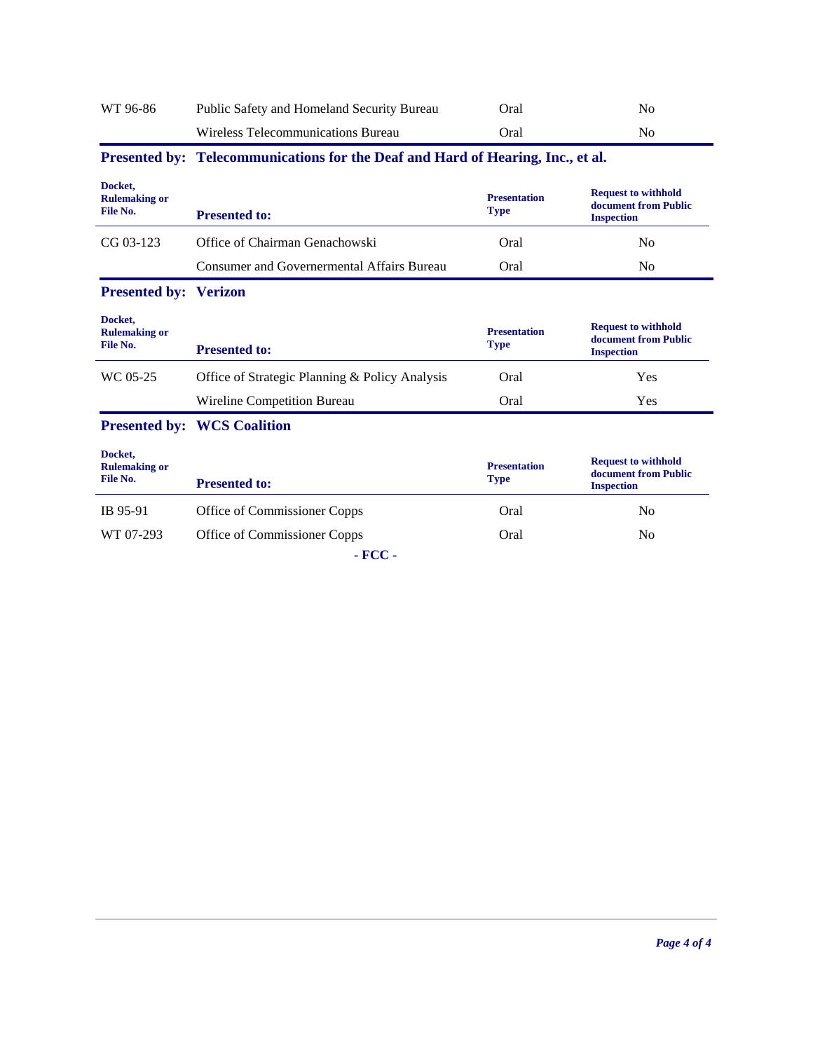| | | | |
|---|---|---|---|
| WT 96-86 | Public Safety and Homeland Security Bureau | Oral | No |
| | Wireless Telecommunications Bureau | Oral | No |

**Presented by: Telecommunications for the Deaf and Hard of Hearing, Inc., et al.**

| Docket, Rulemaking or File No. | Presented to: | Presentation Type | Request to withhold document from Public Inspection |
|---|---|---|---|
| CG 03-123 | Office of Chairman Genachowski | Oral | No |
| | Consumer and Governernmental Affairs Bureau | Oral | No |

**Presented by: Verizon**

| Docket, Rulemaking or File No. | Presented to: | Presentation Type | Request to withhold document from Public Inspection |
|---|---|---|---|
| WC 05-25 | Office of Strategic Planning & Policy Analysis | Oral | Yes |
| | Wireline Competition Bureau | Oral | Yes |

**Presented by: WCS Coalition**

| Docket, Rulemaking or File No. | Presented to: | Presentation Type | Request to withhold document from Public Inspection |
|---|---|---|---|
| IB 95-91 | Office of Commissioner Copps | Oral | No |
| WT 07-293 | Office of Commissioner Copps | Oral | No |

**- FCC -**